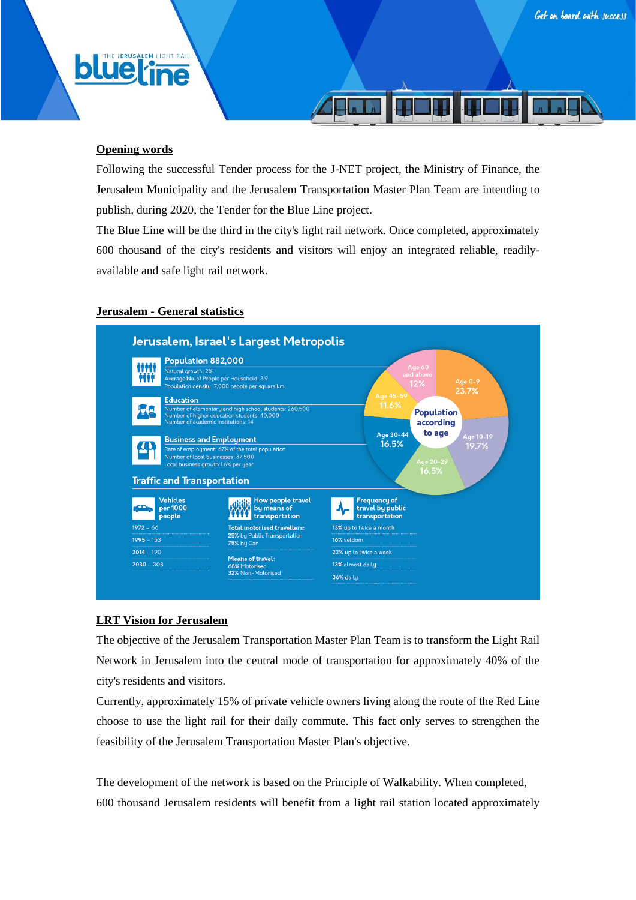## Opening words

Following the successful Tender process for the J-NET project, the Ministry of Finance, the Jerusalem Municipality and the Jerusalem Transportation Master Plan Team are intending to publish, during 2020, the Tender for the Blue Line project.

The Blue Line will be the third in the city's light rail network. Once completed, approximately 600 thousand of the city's residents and visitors will enjoy an integrated reliable, readily-available and safe light rail network.

## Jerusalem - General statistics

### Jerusalem, Israel's Largest Metropolis

**Population 882,000**
Natural growth: 2%
Average No. of People per Household: 3.9
Population density: 7,000 people per square km

**Education**
Number of elementary and high school students: 260,500
Number of higher education students: 40,000
Number of academic institutions: 14

**Business and Employment**
Rate of employment: 67% of the total population
Number of local businesses: 37,500
Local business growth:1.6% per year

**Population according to age**

| Age | % |
|---|---|
| Age 0-9 | 23.7% |
| Age 10-19 | 19.7% |
| Age 20-29 | 16.5% |
| Age 30-44 | 16.5% |
| Age 45-59 | 11.6% |
| Age 60 and above | 12% |

### Traffic and Transportation

**Vehicles per 1000 people**
1972 – 66
1995 – 153
2014 – 190
2030 – 308

**How people travel by means of transportation**
Total motorised travellers:
25% by Public Transportation
75% by Car

Means of travel:
68% Motorised
32% Non-Motorised

**Frequency of travel by public transportation**
13% up to twice a month
16% seldom
22% up to twice a week
13% almost daily
36% daily

## LRT Vision for Jerusalem

The objective of the Jerusalem Transportation Master Plan Team is to transform the Light Rail Network in Jerusalem into the central mode of transportation for approximately 40% of the city's residents and visitors.

Currently, approximately 15% of private vehicle owners living along the route of the Red Line choose to use the light rail for their daily commute. This fact only serves to strengthen the feasibility of the Jerusalem Transportation Master Plan's objective.

The development of the network is based on the Principle of Walkability. When completed, 600 thousand Jerusalem residents will benefit from a light rail station located approximately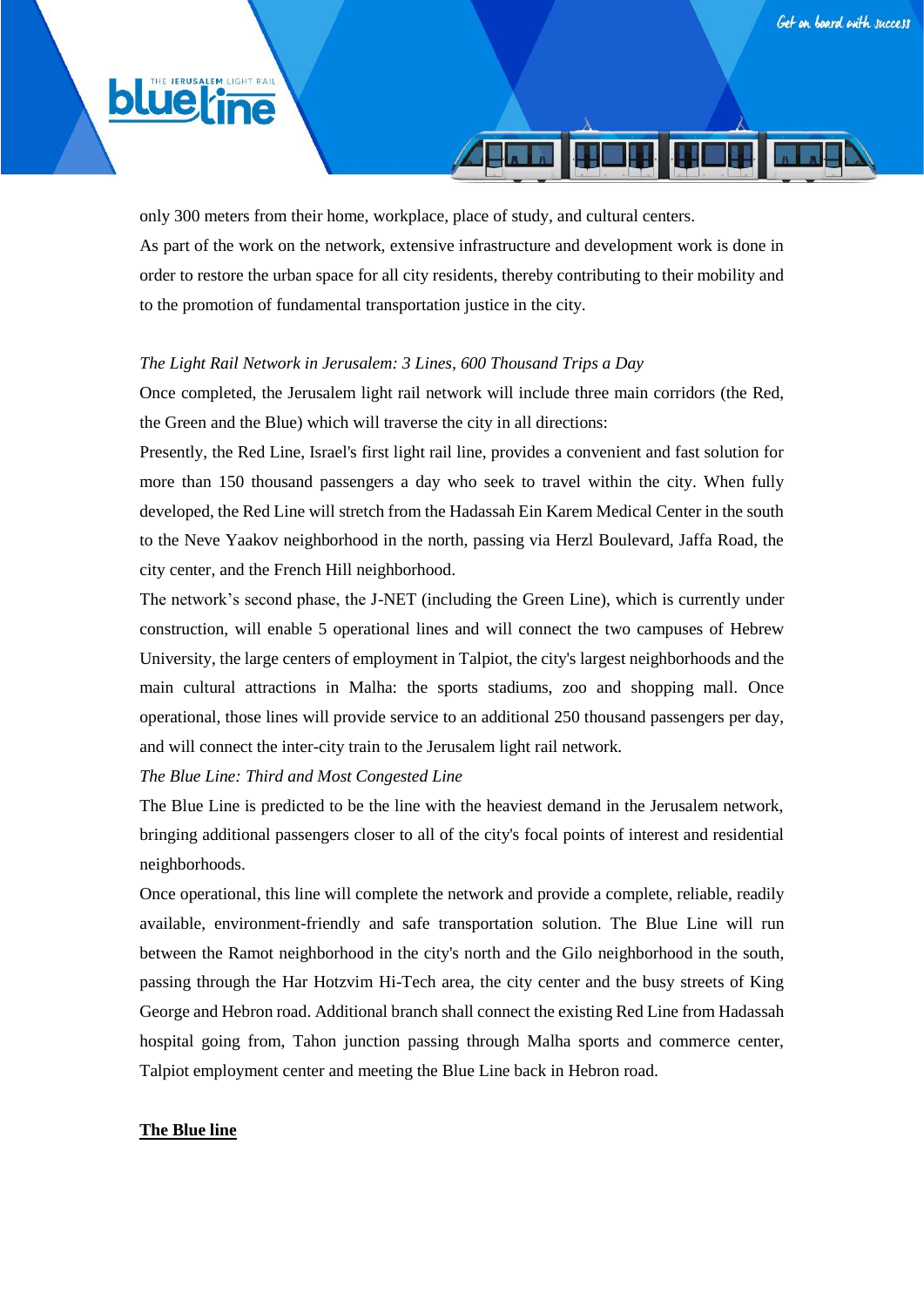only 300 meters from their home, workplace, place of study, and cultural centers.

As part of the work on the network, extensive infrastructure and development work is done in order to restore the urban space for all city residents, thereby contributing to their mobility and to the promotion of fundamental transportation justice in the city.

*The Light Rail Network in Jerusalem: 3 Lines, 600 Thousand Trips a Day*

Once completed, the Jerusalem light rail network will include three main corridors (the Red, the Green and the Blue) which will traverse the city in all directions:

Presently, the Red Line, Israel's first light rail line, provides a convenient and fast solution for more than 150 thousand passengers a day who seek to travel within the city. When fully developed, the Red Line will stretch from the Hadassah Ein Karem Medical Center in the south to the Neve Yaakov neighborhood in the north, passing via Herzl Boulevard, Jaffa Road, the city center, and the French Hill neighborhood.

The network's second phase, the J-NET (including the Green Line), which is currently under construction, will enable 5 operational lines and will connect the two campuses of Hebrew University, the large centers of employment in Talpiot, the city's largest neighborhoods and the main cultural attractions in Malha: the sports stadiums, zoo and shopping mall. Once operational, those lines will provide service to an additional 250 thousand passengers per day, and will connect the inter-city train to the Jerusalem light rail network.

*The Blue Line: Third and Most Congested Line*

The Blue Line is predicted to be the line with the heaviest demand in the Jerusalem network, bringing additional passengers closer to all of the city's focal points of interest and residential neighborhoods.

Once operational, this line will complete the network and provide a complete, reliable, readily available, environment-friendly and safe transportation solution. The Blue Line will run between the Ramot neighborhood in the city's north and the Gilo neighborhood in the south, passing through the Har Hotzvim Hi-Tech area, the city center and the busy streets of King George and Hebron road. Additional branch shall connect the existing Red Line from Hadassah hospital going from, Tahon junction passing through Malha sports and commerce center, Talpiot employment center and meeting the Blue Line back in Hebron road.

**The Blue line**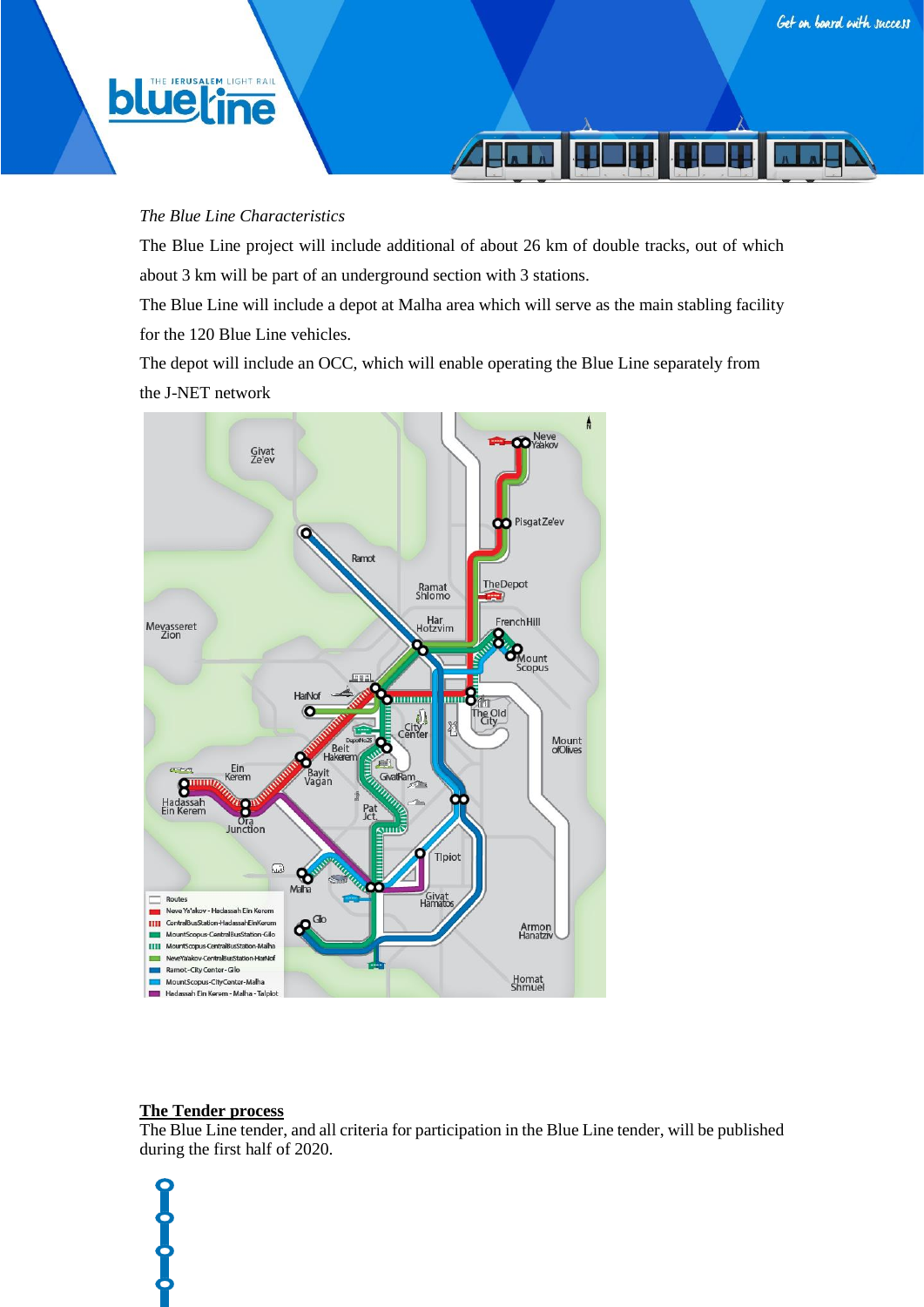*The Blue Line Characteristics*

The Blue Line project will include additional of about 26 km of double tracks, out of which about 3 km will be part of an underground section with 3 stations.

The Blue Line will include a depot at Malha area which will serve as the main stabling facility for the 120 Blue Line vehicles.

The depot will include an OCC, which will enable operating the Blue Line separately from the J-NET network

## The Tender process

The Blue Line tender, and all criteria for participation in the Blue Line tender, will be published during the first half of 2020.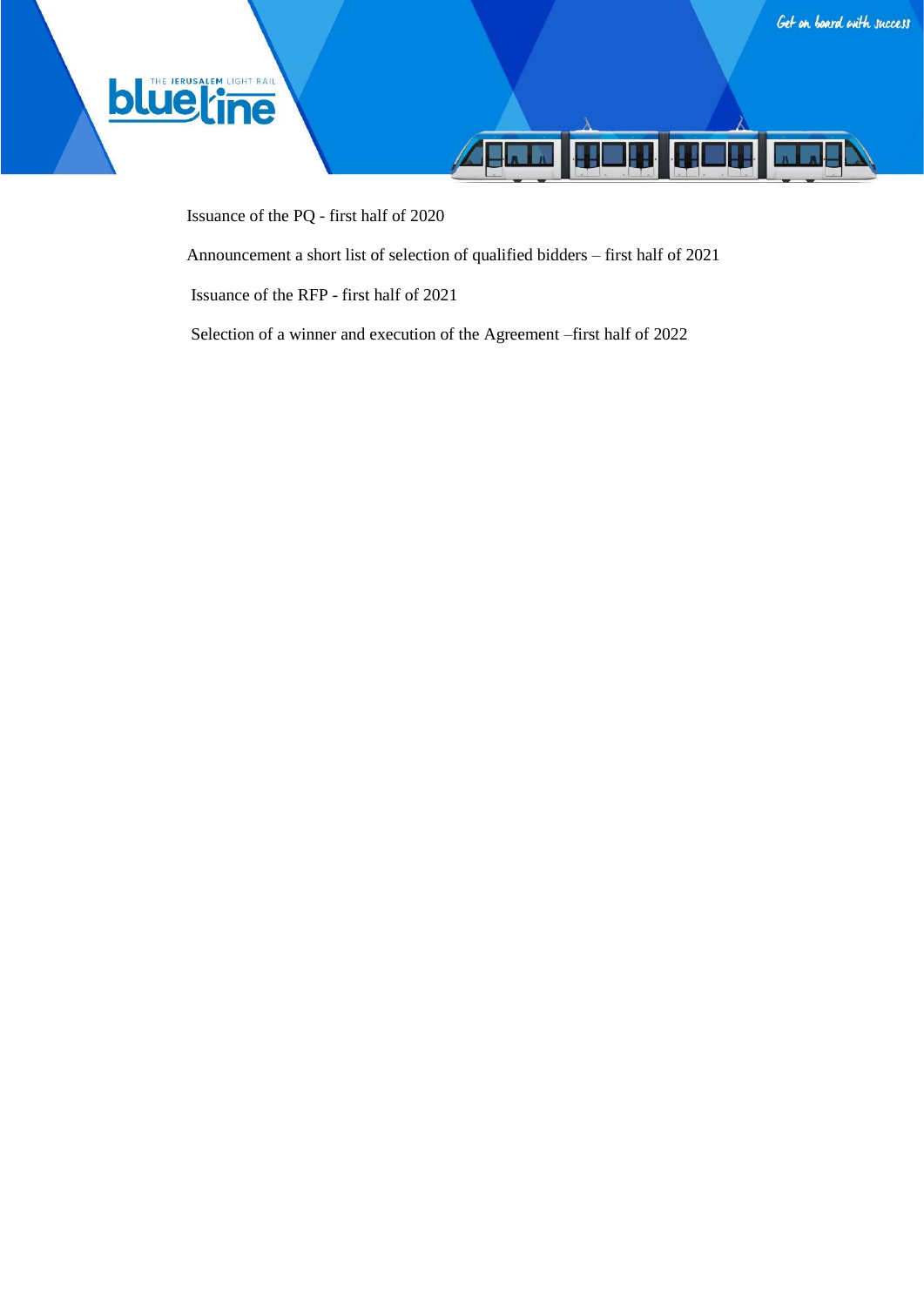Issuance of the PQ - first half of 2020

Announcement a short list of selection of qualified bidders – first half of 2021

Issuance of the RFP - first half of 2021

Selection of a winner and execution of the Agreement –first half of 2022